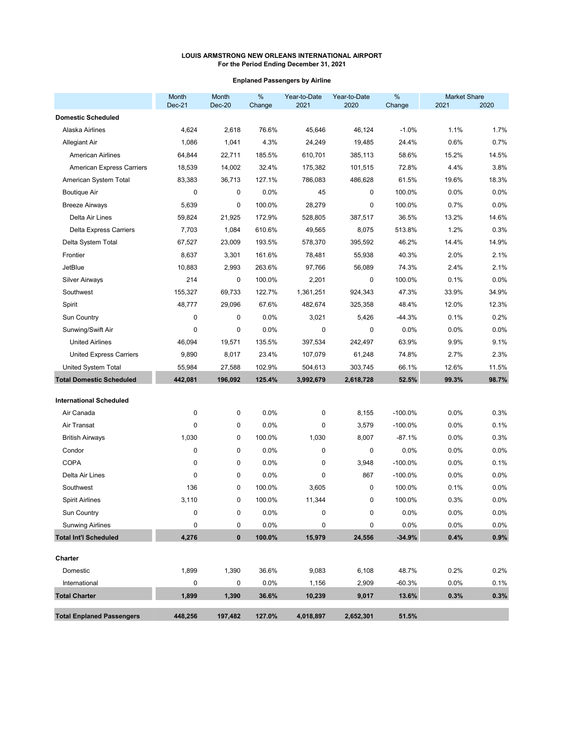**LOUIS ARMSTRONG NEW ORLEANS INTERNATIONAL AIRPORT**
**For the Period Ending December 31, 2021**

**Enplaned Passengers by Airline**

| | Month Dec-21 | Month Dec-20 | % Change | Year-to-Date 2021 | Year-to-Date 2020 | % Change | Market Share 2021 | Market Share 2020 |
|---|---|---|---|---|---|---|---|---|
| **Domestic Scheduled** | | | | | | | | |
| Alaska Airlines | 4,624 | 2,618 | 76.6% | 45,646 | 46,124 | -1.0% | 1.1% | 1.7% |
| Allegiant Air | 1,086 | 1,041 | 4.3% | 24,249 | 19,485 | 24.4% | 0.6% | 0.7% |
| American Airlines | 64,844 | 22,711 | 185.5% | 610,701 | 385,113 | 58.6% | 15.2% | 14.5% |
| American Express Carriers | 18,539 | 14,002 | 32.4% | 175,382 | 101,515 | 72.8% | 4.4% | 3.8% |
| American System Total | 83,383 | 36,713 | 127.1% | 786,083 | 486,628 | 61.5% | 19.6% | 18.3% |
| Boutique Air | 0 | 0 | 0.0% | 45 | 0 | 100.0% | 0.0% | 0.0% |
| Breeze Airways | 5,639 | 0 | 100.0% | 28,279 | 0 | 100.0% | 0.7% | 0.0% |
| Delta Air Lines | 59,824 | 21,925 | 172.9% | 528,805 | 387,517 | 36.5% | 13.2% | 14.6% |
| Delta Express Carriers | 7,703 | 1,084 | 610.6% | 49,565 | 8,075 | 513.8% | 1.2% | 0.3% |
| Delta System Total | 67,527 | 23,009 | 193.5% | 578,370 | 395,592 | 46.2% | 14.4% | 14.9% |
| Frontier | 8,637 | 3,301 | 161.6% | 78,481 | 55,938 | 40.3% | 2.0% | 2.1% |
| JetBlue | 10,883 | 2,993 | 263.6% | 97,766 | 56,089 | 74.3% | 2.4% | 2.1% |
| Silver Airways | 214 | 0 | 100.0% | 2,201 | 0 | 100.0% | 0.1% | 0.0% |
| Southwest | 155,327 | 69,733 | 122.7% | 1,361,251 | 924,343 | 47.3% | 33.9% | 34.9% |
| Spirit | 48,777 | 29,096 | 67.6% | 482,674 | 325,358 | 48.4% | 12.0% | 12.3% |
| Sun Country | 0 | 0 | 0.0% | 3,021 | 5,426 | -44.3% | 0.1% | 0.2% |
| Sunwing/Swift Air | 0 | 0 | 0.0% | 0 | 0 | 0.0% | 0.0% | 0.0% |
| United Airlines | 46,094 | 19,571 | 135.5% | 397,534 | 242,497 | 63.9% | 9.9% | 9.1% |
| United Express Carriers | 9,890 | 8,017 | 23.4% | 107,079 | 61,248 | 74.8% | 2.7% | 2.3% |
| United System Total | 55,984 | 27,588 | 102.9% | 504,613 | 303,745 | 66.1% | 12.6% | 11.5% |
| **Total Domestic Scheduled** | **442,081** | **196,092** | **125.4%** | **3,992,679** | **2,618,728** | **52.5%** | **99.3%** | **98.7%** |
| **International Scheduled** | | | | | | | | |
| Air Canada | 0 | 0 | 0.0% | 0 | 8,155 | -100.0% | 0.0% | 0.3% |
| Air Transat | 0 | 0 | 0.0% | 0 | 3,579 | -100.0% | 0.0% | 0.1% |
| British Airways | 1,030 | 0 | 100.0% | 1,030 | 8,007 | -87.1% | 0.0% | 0.3% |
| Condor | 0 | 0 | 0.0% | 0 | 0 | 0.0% | 0.0% | 0.0% |
| COPA | 0 | 0 | 0.0% | 0 | 3,948 | -100.0% | 0.0% | 0.1% |
| Delta Air Lines | 0 | 0 | 0.0% | 0 | 867 | -100.0% | 0.0% | 0.0% |
| Southwest | 136 | 0 | 100.0% | 3,605 | 0 | 100.0% | 0.1% | 0.0% |
| Spirit Airlines | 3,110 | 0 | 100.0% | 11,344 | 0 | 100.0% | 0.3% | 0.0% |
| Sun Country | 0 | 0 | 0.0% | 0 | 0 | 0.0% | 0.0% | 0.0% |
| Sunwing Airlines | 0 | 0 | 0.0% | 0 | 0 | 0.0% | 0.0% | 0.0% |
| **Total Int'l Scheduled** | **4,276** | **0** | **100.0%** | **15,979** | **24,556** | **-34.9%** | **0.4%** | **0.9%** |
| **Charter** | | | | | | | | |
| Domestic | 1,899 | 1,390 | 36.6% | 9,083 | 6,108 | 48.7% | 0.2% | 0.2% |
| International | 0 | 0 | 0.0% | 1,156 | 2,909 | -60.3% | 0.0% | 0.1% |
| **Total Charter** | **1,899** | **1,390** | **36.6%** | **10,239** | **9,017** | **13.6%** | **0.3%** | **0.3%** |
| **Total Enplaned Passengers** | **448,256** | **197,482** | **127.0%** | **4,018,897** | **2,652,301** | **51.5%** | | |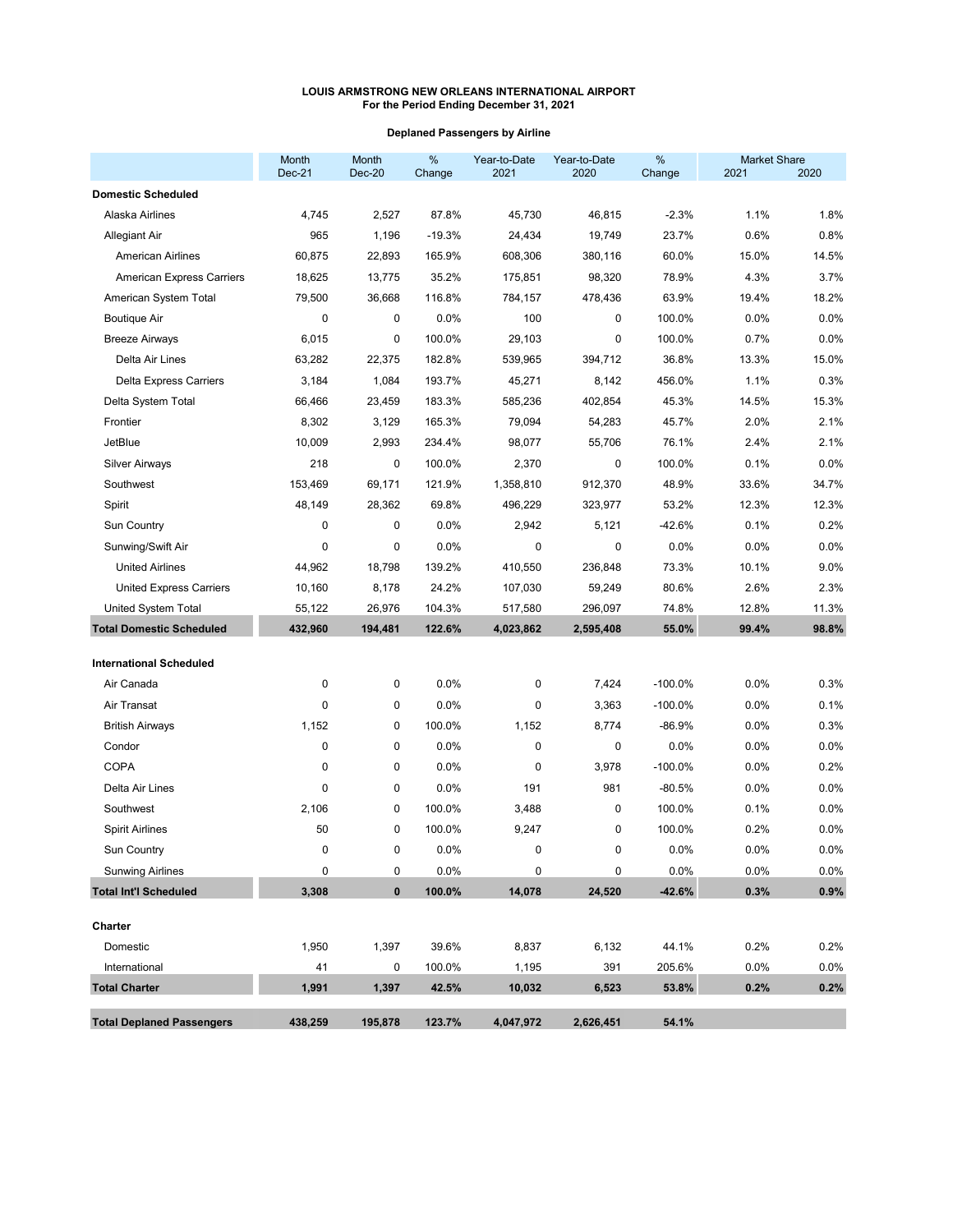**LOUIS ARMSTRONG NEW ORLEANS INTERNATIONAL AIRPORT**
**For the Period Ending December 31, 2021**

**Deplaned Passengers by Airline**

| | Month Dec-21 | Month Dec-20 | % Change | Year-to-Date 2021 | Year-to-Date 2020 | % Change | Market Share 2021 | Market Share 2020 |
|---|---|---|---|---|---|---|---|---|
| **Domestic Scheduled** | | | | | | | | |
| Alaska Airlines | 4,745 | 2,527 | 87.8% | 45,730 | 46,815 | -2.3% | 1.1% | 1.8% |
| Allegiant Air | 965 | 1,196 | -19.3% | 24,434 | 19,749 | 23.7% | 0.6% | 0.8% |
| American Airlines | 60,875 | 22,893 | 165.9% | 608,306 | 380,116 | 60.0% | 15.0% | 14.5% |
| American Express Carriers | 18,625 | 13,775 | 35.2% | 175,851 | 98,320 | 78.9% | 4.3% | 3.7% |
| American System Total | 79,500 | 36,668 | 116.8% | 784,157 | 478,436 | 63.9% | 19.4% | 18.2% |
| Boutique Air | 0 | 0 | 0.0% | 100 | 0 | 100.0% | 0.0% | 0.0% |
| Breeze Airways | 6,015 | 0 | 100.0% | 29,103 | 0 | 100.0% | 0.7% | 0.0% |
| Delta Air Lines | 63,282 | 22,375 | 182.8% | 539,965 | 394,712 | 36.8% | 13.3% | 15.0% |
| Delta Express Carriers | 3,184 | 1,084 | 193.7% | 45,271 | 8,142 | 456.0% | 1.1% | 0.3% |
| Delta System Total | 66,466 | 23,459 | 183.3% | 585,236 | 402,854 | 45.3% | 14.5% | 15.3% |
| Frontier | 8,302 | 3,129 | 165.3% | 79,094 | 54,283 | 45.7% | 2.0% | 2.1% |
| JetBlue | 10,009 | 2,993 | 234.4% | 98,077 | 55,706 | 76.1% | 2.4% | 2.1% |
| Silver Airways | 218 | 0 | 100.0% | 2,370 | 0 | 100.0% | 0.1% | 0.0% |
| Southwest | 153,469 | 69,171 | 121.9% | 1,358,810 | 912,370 | 48.9% | 33.6% | 34.7% |
| Spirit | 48,149 | 28,362 | 69.8% | 496,229 | 323,977 | 53.2% | 12.3% | 12.3% |
| Sun Country | 0 | 0 | 0.0% | 2,942 | 5,121 | -42.6% | 0.1% | 0.2% |
| Sunwing/Swift Air | 0 | 0 | 0.0% | 0 | 0 | 0.0% | 0.0% | 0.0% |
| United Airlines | 44,962 | 18,798 | 139.2% | 410,550 | 236,848 | 73.3% | 10.1% | 9.0% |
| United Express Carriers | 10,160 | 8,178 | 24.2% | 107,030 | 59,249 | 80.6% | 2.6% | 2.3% |
| United System Total | 55,122 | 26,976 | 104.3% | 517,580 | 296,097 | 74.8% | 12.8% | 11.3% |
| **Total Domestic Scheduled** | **432,960** | **194,481** | **122.6%** | **4,023,862** | **2,595,408** | **55.0%** | **99.4%** | **98.8%** |
| **International Scheduled** | | | | | | | | |
| Air Canada | 0 | 0 | 0.0% | 0 | 7,424 | -100.0% | 0.0% | 0.3% |
| Air Transat | 0 | 0 | 0.0% | 0 | 3,363 | -100.0% | 0.0% | 0.1% |
| British Airways | 1,152 | 0 | 100.0% | 1,152 | 8,774 | -86.9% | 0.0% | 0.3% |
| Condor | 0 | 0 | 0.0% | 0 | 0 | 0.0% | 0.0% | 0.0% |
| COPA | 0 | 0 | 0.0% | 0 | 3,978 | -100.0% | 0.0% | 0.2% |
| Delta Air Lines | 0 | 0 | 0.0% | 191 | 981 | -80.5% | 0.0% | 0.0% |
| Southwest | 2,106 | 0 | 100.0% | 3,488 | 0 | 100.0% | 0.1% | 0.0% |
| Spirit Airlines | 50 | 0 | 100.0% | 9,247 | 0 | 100.0% | 0.2% | 0.0% |
| Sun Country | 0 | 0 | 0.0% | 0 | 0 | 0.0% | 0.0% | 0.0% |
| Sunwing Airlines | 0 | 0 | 0.0% | 0 | 0 | 0.0% | 0.0% | 0.0% |
| **Total Int'l Scheduled** | **3,308** | **0** | **100.0%** | **14,078** | **24,520** | **-42.6%** | **0.3%** | **0.9%** |
| **Charter** | | | | | | | | |
| Domestic | 1,950 | 1,397 | 39.6% | 8,837 | 6,132 | 44.1% | 0.2% | 0.2% |
| International | 41 | 0 | 100.0% | 1,195 | 391 | 205.6% | 0.0% | 0.0% |
| **Total Charter** | **1,991** | **1,397** | **42.5%** | **10,032** | **6,523** | **53.8%** | **0.2%** | **0.2%** |
| **Total Deplaned Passengers** | **438,259** | **195,878** | **123.7%** | **4,047,972** | **2,626,451** | **54.1%** | | |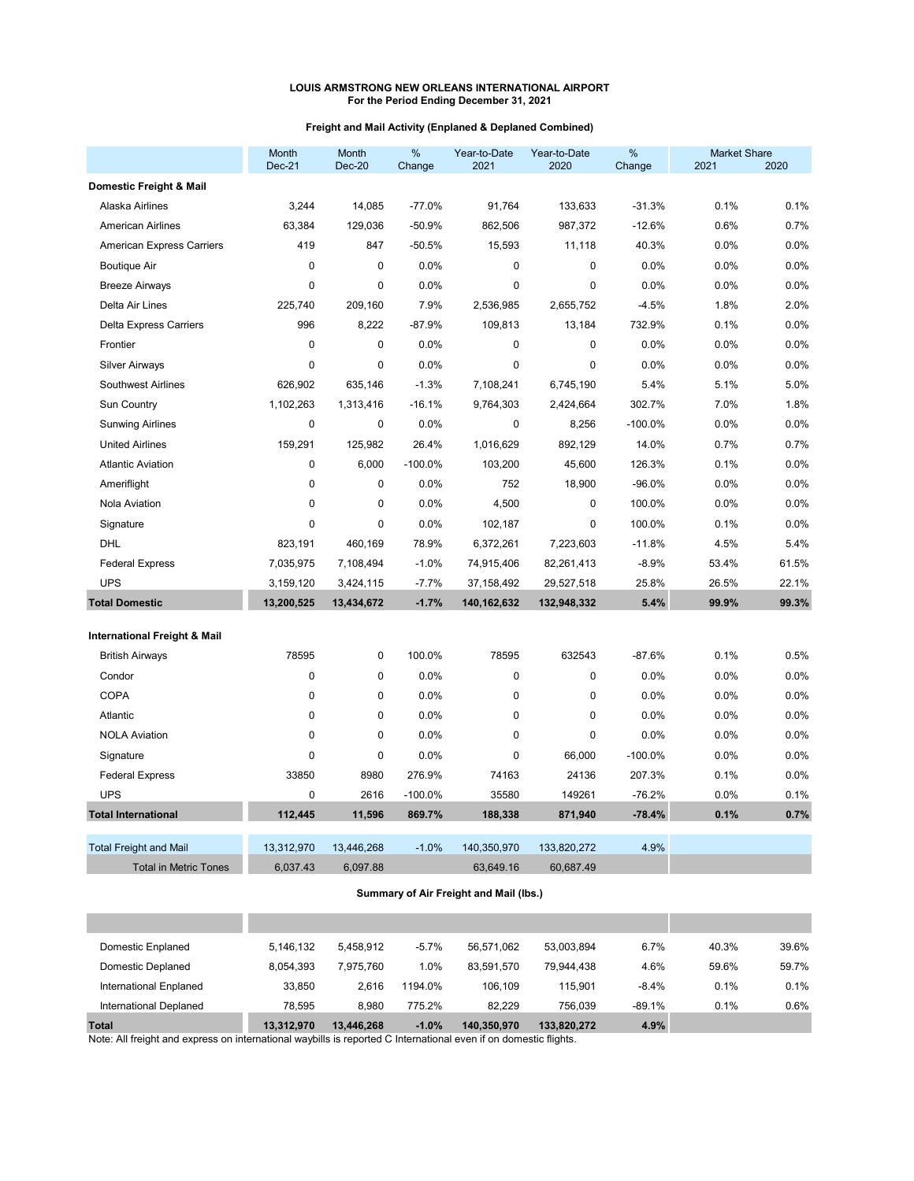**LOUIS ARMSTRONG NEW ORLEANS INTERNATIONAL AIRPORT**
**For the Period Ending December 31, 2021**

**Freight and Mail Activity (Enplaned & Deplaned Combined)**

| | Month Dec-21 | Month Dec-20 | % Change | Year-to-Date 2021 | Year-to-Date 2020 | % Change | Market Share 2021 | Market Share 2020 |
|---|---|---|---|---|---|---|---|---|
| **Domestic Freight & Mail** | | | | | | | | |
| Alaska Airlines | 3,244 | 14,085 | -77.0% | 91,764 | 133,633 | -31.3% | 0.1% | 0.1% |
| American Airlines | 63,384 | 129,036 | -50.9% | 862,506 | 987,372 | -12.6% | 0.6% | 0.7% |
| American Express Carriers | 419 | 847 | -50.5% | 15,593 | 11,118 | 40.3% | 0.0% | 0.0% |
| Boutique Air | 0 | 0 | 0.0% | 0 | 0 | 0.0% | 0.0% | 0.0% |
| Breeze Airways | 0 | 0 | 0.0% | 0 | 0 | 0.0% | 0.0% | 0.0% |
| Delta Air Lines | 225,740 | 209,160 | 7.9% | 2,536,985 | 2,655,752 | -4.5% | 1.8% | 2.0% |
| Delta Express Carriers | 996 | 8,222 | -87.9% | 109,813 | 13,184 | 732.9% | 0.1% | 0.0% |
| Frontier | 0 | 0 | 0.0% | 0 | 0 | 0.0% | 0.0% | 0.0% |
| Silver Airways | 0 | 0 | 0.0% | 0 | 0 | 0.0% | 0.0% | 0.0% |
| Southwest Airlines | 626,902 | 635,146 | -1.3% | 7,108,241 | 6,745,190 | 5.4% | 5.1% | 5.0% |
| Sun Country | 1,102,263 | 1,313,416 | -16.1% | 9,764,303 | 2,424,664 | 302.7% | 7.0% | 1.8% |
| Sunwing Airlines | 0 | 0 | 0.0% | 0 | 8,256 | -100.0% | 0.0% | 0.0% |
| United Airlines | 159,291 | 125,982 | 26.4% | 1,016,629 | 892,129 | 14.0% | 0.7% | 0.7% |
| Atlantic Aviation | 0 | 6,000 | -100.0% | 103,200 | 45,600 | 126.3% | 0.1% | 0.0% |
| Ameriflight | 0 | 0 | 0.0% | 752 | 18,900 | -96.0% | 0.0% | 0.0% |
| Nola Aviation | 0 | 0 | 0.0% | 4,500 | 0 | 100.0% | 0.0% | 0.0% |
| Signature | 0 | 0 | 0.0% | 102,187 | 0 | 100.0% | 0.1% | 0.0% |
| DHL | 823,191 | 460,169 | 78.9% | 6,372,261 | 7,223,603 | -11.8% | 4.5% | 5.4% |
| Federal Express | 7,035,975 | 7,108,494 | -1.0% | 74,915,406 | 82,261,413 | -8.9% | 53.4% | 61.5% |
| UPS | 3,159,120 | 3,424,115 | -7.7% | 37,158,492 | 29,527,518 | 25.8% | 26.5% | 22.1% |
| **Total Domestic** | **13,200,525** | **13,434,672** | **-1.7%** | **140,162,632** | **132,948,332** | **5.4%** | **99.9%** | **99.3%** |
| **International Freight & Mail** | | | | | | | | |
| British Airways | 78595 | 0 | 100.0% | 78595 | 632543 | -87.6% | 0.1% | 0.5% |
| Condor | 0 | 0 | 0.0% | 0 | 0 | 0.0% | 0.0% | 0.0% |
| COPA | 0 | 0 | 0.0% | 0 | 0 | 0.0% | 0.0% | 0.0% |
| Atlantic | 0 | 0 | 0.0% | 0 | 0 | 0.0% | 0.0% | 0.0% |
| NOLA Aviation | 0 | 0 | 0.0% | 0 | 0 | 0.0% | 0.0% | 0.0% |
| Signature | 0 | 0 | 0.0% | 0 | 66,000 | -100.0% | 0.0% | 0.0% |
| Federal Express | 33850 | 8980 | 276.9% | 74163 | 24136 | 207.3% | 0.1% | 0.0% |
| UPS | 0 | 2616 | -100.0% | 35580 | 149261 | -76.2% | 0.0% | 0.1% |
| **Total International** | **112,445** | **11,596** | **869.7%** | **188,338** | **871,940** | **-78.4%** | **0.1%** | **0.7%** |
| Total Freight and Mail | 13,312,970 | 13,446,268 | -1.0% | 140,350,970 | 133,820,272 | 4.9% | | |
| Total in Metric Tones | 6,037.43 | 6,097.88 | | 63,649.16 | 60,687.49 | | | |

**Summary of Air Freight and Mail (lbs.)**

| | Month Dec-21 | Month Dec-20 | % Change | Year-to-Date 2021 | Year-to-Date 2020 | % Change | Market Share 2021 | Market Share 2020 |
|---|---|---|---|---|---|---|---|---|
| Domestic Enplaned | 5,146,132 | 5,458,912 | -5.7% | 56,571,062 | 53,003,894 | 6.7% | 40.3% | 39.6% |
| Domestic Deplaned | 8,054,393 | 7,975,760 | 1.0% | 83,591,570 | 79,944,438 | 4.6% | 59.6% | 59.7% |
| International Enplaned | 33,850 | 2,616 | 1194.0% | 106,109 | 115,901 | -8.4% | 0.1% | 0.1% |
| International Deplaned | 78,595 | 8,980 | 775.2% | 82,229 | 756,039 | -89.1% | 0.1% | 0.6% |
| **Total** | **13,312,970** | **13,446,268** | **-1.0%** | **140,350,970** | **133,820,272** | **4.9%** | | |

Note: All freight and express on international waybills is reported C International even if on domestic flights.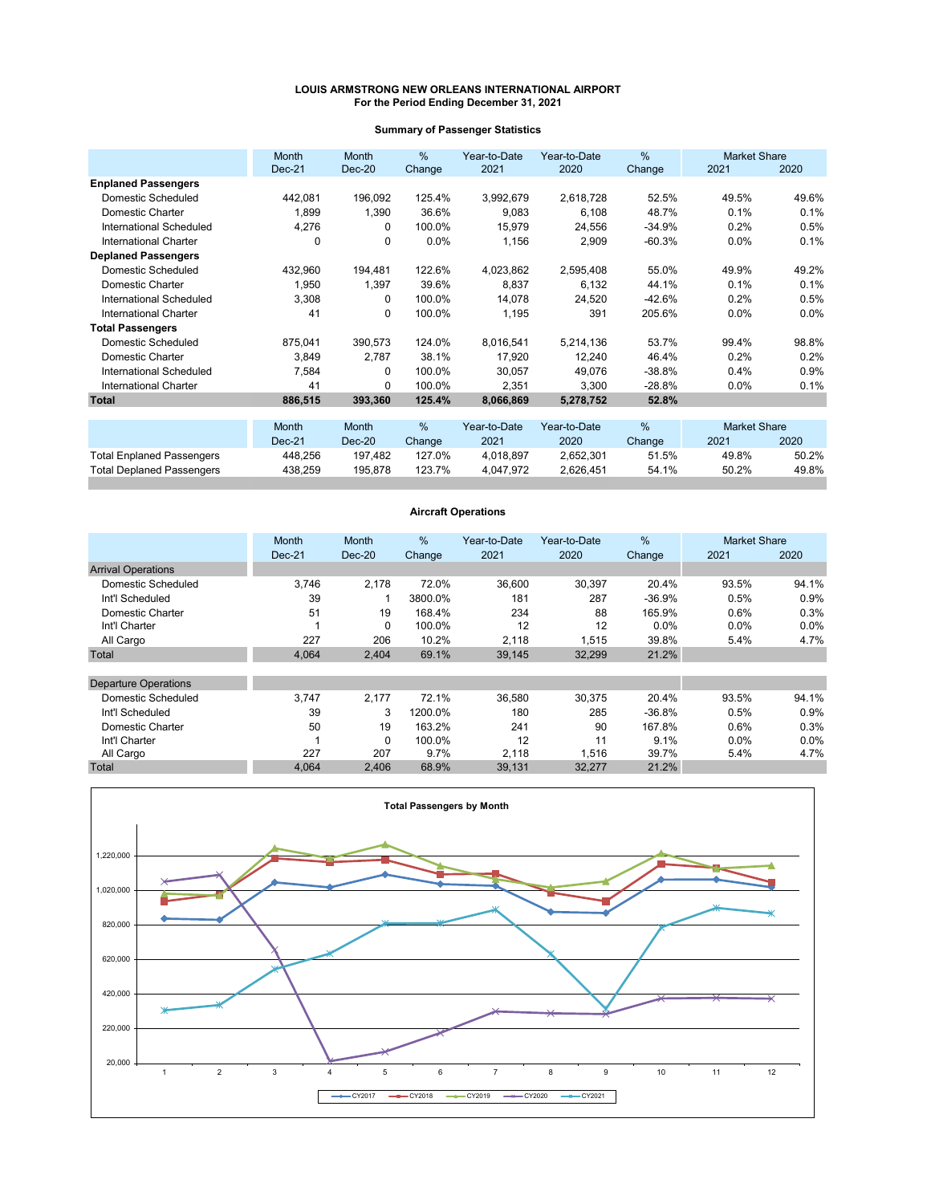**LOUIS ARMSTRONG NEW ORLEANS INTERNATIONAL AIRPORT**
**For the Period Ending December 31, 2021**

**Summary of Passenger Statistics**

| | Month Dec-21 | Month Dec-20 | % Change | Year-to-Date 2021 | Year-to-Date 2020 | % Change | Market Share 2021 | Market Share 2020 |
|---|---|---|---|---|---|---|---|---|
| **Enplaned Passengers** | | | | | | | | |
| Domestic Scheduled | 442,081 | 196,092 | 125.4% | 3,992,679 | 2,618,728 | 52.5% | 49.5% | 49.6% |
| Domestic Charter | 1,899 | 1,390 | 36.6% | 9,083 | 6,108 | 48.7% | 0.1% | 0.1% |
| International Scheduled | 4,276 | 0 | 100.0% | 15,979 | 24,556 | -34.9% | 0.2% | 0.5% |
| International Charter | 0 | 0 | 0.0% | 1,156 | 2,909 | -60.3% | 0.0% | 0.1% |
| **Deplaned Passengers** | | | | | | | | |
| Domestic Scheduled | 432,960 | 194,481 | 122.6% | 4,023,862 | 2,595,408 | 55.0% | 49.9% | 49.2% |
| Domestic Charter | 1,950 | 1,397 | 39.6% | 8,837 | 6,132 | 44.1% | 0.1% | 0.1% |
| International Scheduled | 3,308 | 0 | 100.0% | 14,078 | 24,520 | -42.6% | 0.2% | 0.5% |
| International Charter | 41 | 0 | 100.0% | 1,195 | 391 | 205.6% | 0.0% | 0.0% |
| **Total Passengers** | | | | | | | | |
| Domestic Scheduled | 875,041 | 390,573 | 124.0% | 8,016,541 | 5,214,136 | 53.7% | 99.4% | 98.8% |
| Domestic Charter | 3,849 | 2,787 | 38.1% | 17,920 | 12,240 | 46.4% | 0.2% | 0.2% |
| International Scheduled | 7,584 | 0 | 100.0% | 30,057 | 49,076 | -38.8% | 0.4% | 0.9% |
| International Charter | 41 | 0 | 100.0% | 2,351 | 3,300 | -28.8% | 0.0% | 0.1% |
| **Total** | **886,515** | **393,360** | **125.4%** | **8,066,869** | **5,278,752** | **52.8%** | | |

| | Month Dec-21 | Month Dec-20 | % Change | Year-to-Date 2021 | Year-to-Date 2020 | % Change | Market Share 2021 | Market Share 2020 |
|---|---|---|---|---|---|---|---|---|
| Total Enplaned Passengers | 448,256 | 197,482 | 127.0% | 4,018,897 | 2,652,301 | 51.5% | 49.8% | 50.2% |
| Total Deplaned Passengers | 438,259 | 195,878 | 123.7% | 4,047,972 | 2,626,451 | 54.1% | 50.2% | 49.8% |

**Aircraft Operations**

| | Month Dec-21 | Month Dec-20 | % Change | Year-to-Date 2021 | Year-to-Date 2020 | % Change | Market Share 2021 | Market Share 2020 |
|---|---|---|---|---|---|---|---|---|
| Arrival Operations | | | | | | | | |
| Domestic Scheduled | 3,746 | 2,178 | 72.0% | 36,600 | 30,397 | 20.4% | 93.5% | 94.1% |
| Int'l Scheduled | 39 | 1 | 3800.0% | 181 | 287 | -36.9% | 0.5% | 0.9% |
| Domestic Charter | 51 | 19 | 168.4% | 234 | 88 | 165.9% | 0.6% | 0.3% |
| Int'l Charter | 1 | 0 | 100.0% | 12 | 12 | 0.0% | 0.0% | 0.0% |
| All Cargo | 227 | 206 | 10.2% | 2,118 | 1,515 | 39.8% | 5.4% | 4.7% |
| Total | 4,064 | 2,404 | 69.1% | 39,145 | 32,299 | 21.2% | | |
| Departure Operations | | | | | | | | |
| Domestic Scheduled | 3,747 | 2,177 | 72.1% | 36,580 | 30,375 | 20.4% | 93.5% | 94.1% |
| Int'l Scheduled | 39 | 3 | 1200.0% | 180 | 285 | -36.8% | 0.5% | 0.9% |
| Domestic Charter | 50 | 19 | 163.2% | 241 | 90 | 167.8% | 0.6% | 0.3% |
| Int'l Charter | 1 | 0 | 100.0% | 12 | 11 | 9.1% | 0.0% | 0.0% |
| All Cargo | 227 | 207 | 9.7% | 2,118 | 1,516 | 39.7% | 5.4% | 4.7% |
| Total | 4,064 | 2,406 | 68.9% | 39,131 | 32,277 | 21.2% | | |

**Total Passengers by Month**

1,220,000
1,020,000
820,000
620,000
420,000
220,000
20,000

1 2 3 4 5 6 7 8 9 10 11 12

CY2017 CY2018 CY2019 CY2020 CY2021